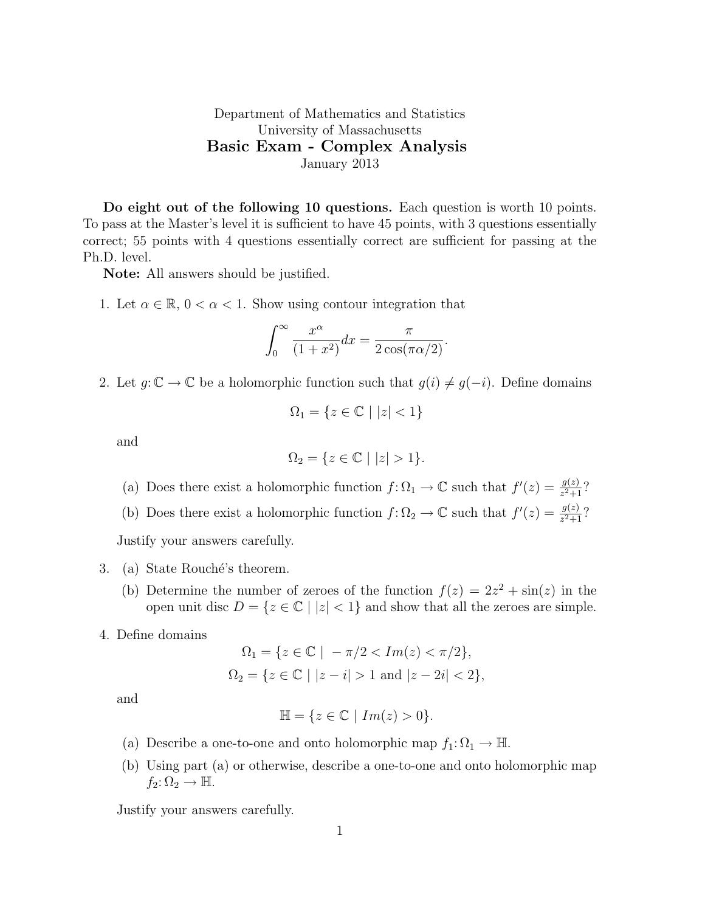Department of Mathematics and Statistics
University of Massachusetts

# Basic Exam - Complex Analysis

January 2013

**Do eight out of the following 10 questions.** Each question is worth 10 points. To pass at the Master's level it is sufficient to have 45 points, with 3 questions essentially correct; 55 points with 4 questions essentially correct are sufficient for passing at the Ph.D. level.

**Note:** All answers should be justified.

1. Let $\alpha \in \mathbb{R}$, $0 < \alpha < 1$. Show using contour integration that

$$\int_0^\infty \frac{x^\alpha}{(1+x^2)} dx = \frac{\pi}{2\cos(\pi\alpha/2)}.$$

2. Let $g: \mathbb{C} \to \mathbb{C}$ be a holomorphic function such that $g(i) \neq g(-i)$. Define domains

$$\Omega_1 = \{z \in \mathbb{C} \mid |z| < 1\}$$

and

$$\Omega_2 = \{z \in \mathbb{C} \mid |z| > 1\}.$$

   (a) Does there exist a holomorphic function $f: \Omega_1 \to \mathbb{C}$ such that $f'(z) = \frac{g(z)}{z^2+1}$?

   (b) Does there exist a holomorphic function $f: \Omega_2 \to \mathbb{C}$ such that $f'(z) = \frac{g(z)}{z^2+1}$?

   Justify your answers carefully.

3. (a) State Rouché's theorem.

   (b) Determine the number of zeroes of the function $f(z) = 2z^2 + \sin(z)$ in the open unit disc $D = \{z \in \mathbb{C} \mid |z| < 1\}$ and show that all the zeroes are simple.

4. Define domains

$$\Omega_1 = \{z \in \mathbb{C} \mid -\pi/2 < Im(z) < \pi/2\},$$
$$\Omega_2 = \{z \in \mathbb{C} \mid |z - i| > 1 \text{ and } |z - 2i| < 2\},$$

   and

$$\mathbb{H} = \{z \in \mathbb{C} \mid Im(z) > 0\}.$$

   (a) Describe a one-to-one and onto holomorphic map $f_1: \Omega_1 \to \mathbb{H}$.

   (b) Using part (a) or otherwise, describe a one-to-one and onto holomorphic map $f_2: \Omega_2 \to \mathbb{H}$.

   Justify your answers carefully.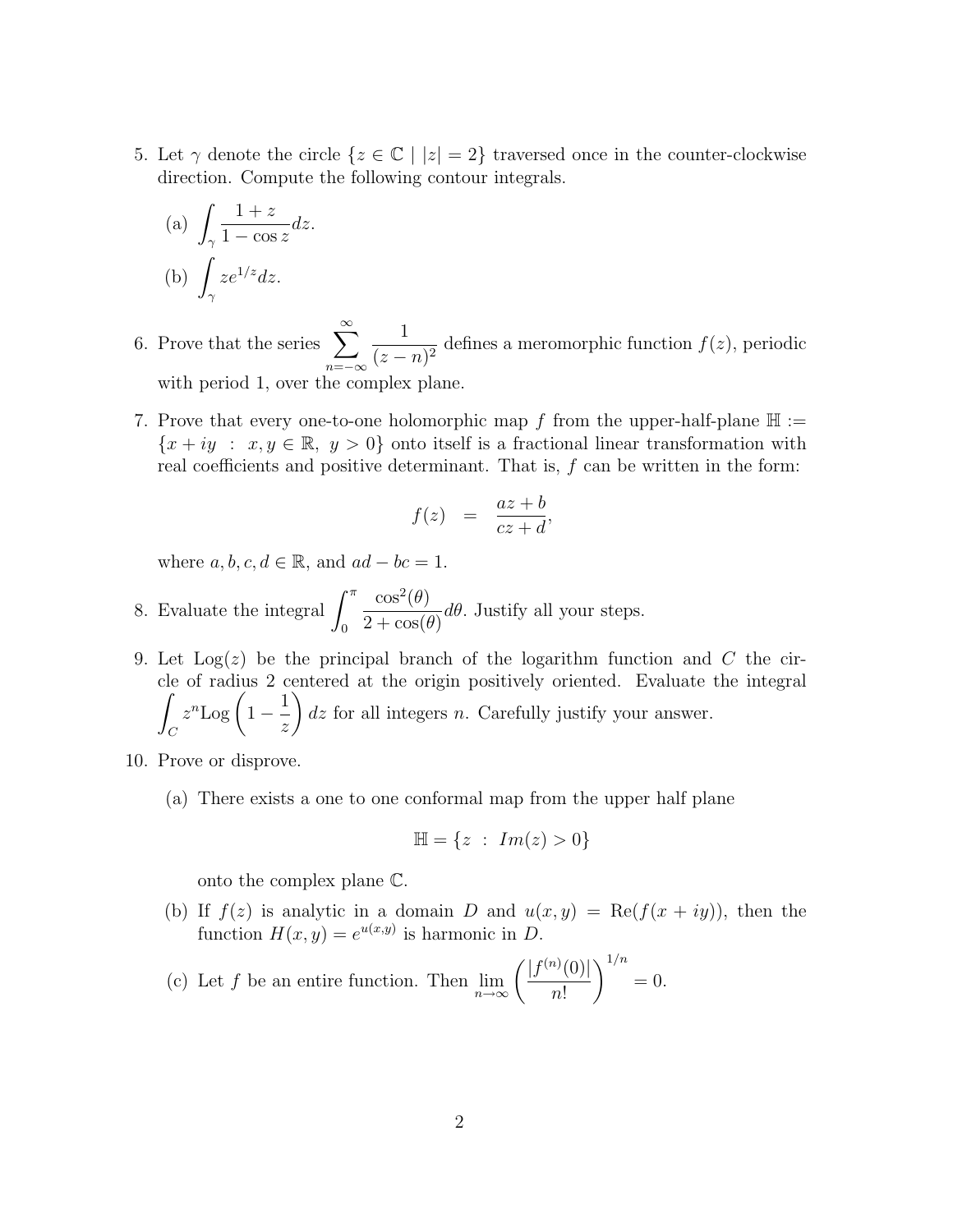5. Let $\gamma$ denote the circle $\{z \in \mathbb{C} \mid |z| = 2\}$ traversed once in the counter-clockwise direction. Compute the following contour integrals.

   (a) $\displaystyle\int_\gamma \frac{1+z}{1-\cos z} dz.$

   (b) $\displaystyle\int_\gamma z e^{1/z} dz.$

6. Prove that the series $\displaystyle\sum_{n=-\infty}^{\infty} \frac{1}{(z-n)^2}$ defines a meromorphic function $f(z)$, periodic with period 1, over the complex plane.

7. Prove that every one-to-one holomorphic map $f$ from the upper-half-plane $\mathbb{H} := \{x + iy \ : \ x, y \in \mathbb{R}, \ y > 0\}$ onto itself is a fractional linear transformation with real coefficients and positive determinant. That is, $f$ can be written in the form:

$$f(z) \quad = \quad \frac{az + b}{cz + d},$$

   where $a, b, c, d \in \mathbb{R}$, and $ad - bc = 1$.

8. Evaluate the integral $\displaystyle\int_0^\pi \frac{\cos^2(\theta)}{2 + \cos(\theta)} d\theta$. Justify all your steps.

9. Let $\mathrm{Log}(z)$ be the principal branch of the logarithm function and $C$ the circle of radius 2 centered at the origin positively oriented. Evaluate the integral $\displaystyle\int_C z^n \mathrm{Log}\left(1 - \frac{1}{z}\right) dz$ for all integers $n$. Carefully justify your answer.

10. Prove or disprove.

    (a) There exists a one to one conformal map from the upper half plane

$$\mathbb{H} = \{z \ : \ Im(z) > 0\}$$

    onto the complex plane $\mathbb{C}$.

    (b) If $f(z)$ is analytic in a domain $D$ and $u(x, y) = \mathrm{Re}(f(x + iy))$, then the function $H(x, y) = e^{u(x,y)}$ is harmonic in $D$.

    (c) Let $f$ be an entire function. Then $\displaystyle\lim_{n\to\infty} \left( \frac{|f^{(n)}(0)|}{n!} \right)^{1/n} = 0.$